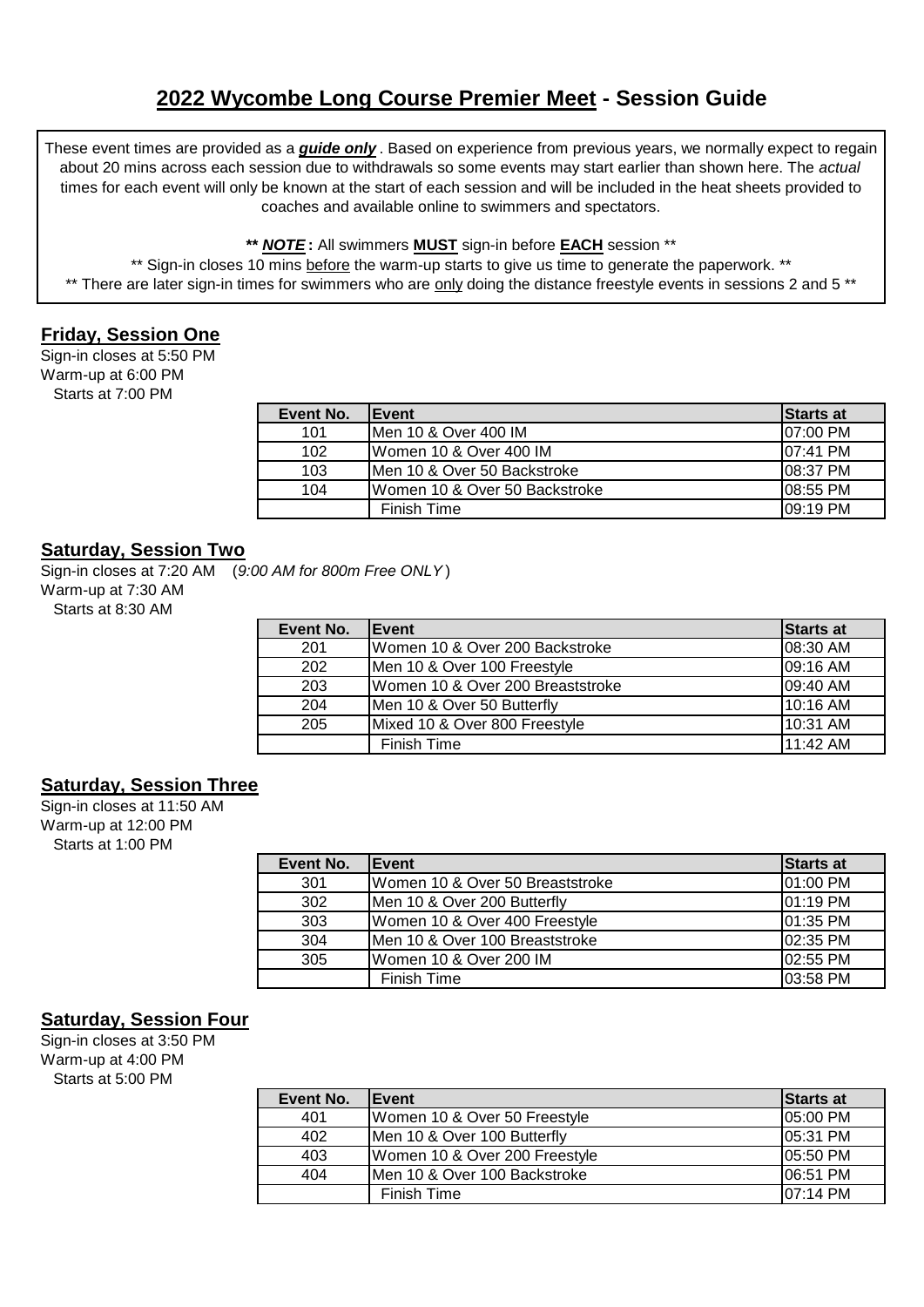# **2022 Wycombe Long Course Premier Meet** - Session Guide

These event times are provided as a ***guide only***. Based on experience from previous years, we normally expect to regain about 20 mins across each session due to withdrawals so some events may start earlier than shown here. The *actual* times for each event will only be known at the start of each session and will be included in the heat sheets provided to coaches and available online to swimmers and spectators.

**\*\* *NOTE* :** All swimmers **MUST** sign-in before **EACH** session \*\*

\*\* Sign-in closes 10 mins before the warm-up starts to give us time to generate the paperwork. \*\*

\*\* There are later sign-in times for swimmers who are only doing the distance freestyle events in sessions 2 and 5 \*\*

## Friday, Session One

Sign-in closes at 5:50 PM
Warm-up at 6:00 PM
Starts at 7:00 PM

| Event No. | Event | Starts at |
|---|---|---|
| 101 | Men 10 & Over 400 IM | 07:00 PM |
| 102 | Women 10 & Over 400 IM | 07:41 PM |
| 103 | Men 10 & Over 50 Backstroke | 08:37 PM |
| 104 | Women 10 & Over 50 Backstroke | 08:55 PM |
| | Finish Time | 09:19 PM |

## Saturday, Session Two

Sign-in closes at 7:20 AM (*9:00 AM for 800m Free ONLY*)
Warm-up at 7:30 AM
Starts at 8:30 AM

| Event No. | Event | Starts at |
|---|---|---|
| 201 | Women 10 & Over 200 Backstroke | 08:30 AM |
| 202 | Men 10 & Over 100 Freestyle | 09:16 AM |
| 203 | Women 10 & Over 200 Breaststroke | 09:40 AM |
| 204 | Men 10 & Over 50 Butterfly | 10:16 AM |
| 205 | Mixed 10 & Over 800 Freestyle | 10:31 AM |
| | Finish Time | 11:42 AM |

## Saturday, Session Three

Sign-in closes at 11:50 AM
Warm-up at 12:00 PM
Starts at 1:00 PM

| Event No. | Event | Starts at |
|---|---|---|
| 301 | Women 10 & Over 50 Breaststroke | 01:00 PM |
| 302 | Men 10 & Over 200 Butterfly | 01:19 PM |
| 303 | Women 10 & Over 400 Freestyle | 01:35 PM |
| 304 | Men 10 & Over 100 Breaststroke | 02:35 PM |
| 305 | Women 10 & Over 200 IM | 02:55 PM |
| | Finish Time | 03:58 PM |

## Saturday, Session Four

Sign-in closes at 3:50 PM
Warm-up at 4:00 PM
Starts at 5:00 PM

| Event No. | Event | Starts at |
|---|---|---|
| 401 | Women 10 & Over 50 Freestyle | 05:00 PM |
| 402 | Men 10 & Over 100 Butterfly | 05:31 PM |
| 403 | Women 10 & Over 200 Freestyle | 05:50 PM |
| 404 | Men 10 & Over 100 Backstroke | 06:51 PM |
| | Finish Time | 07:14 PM |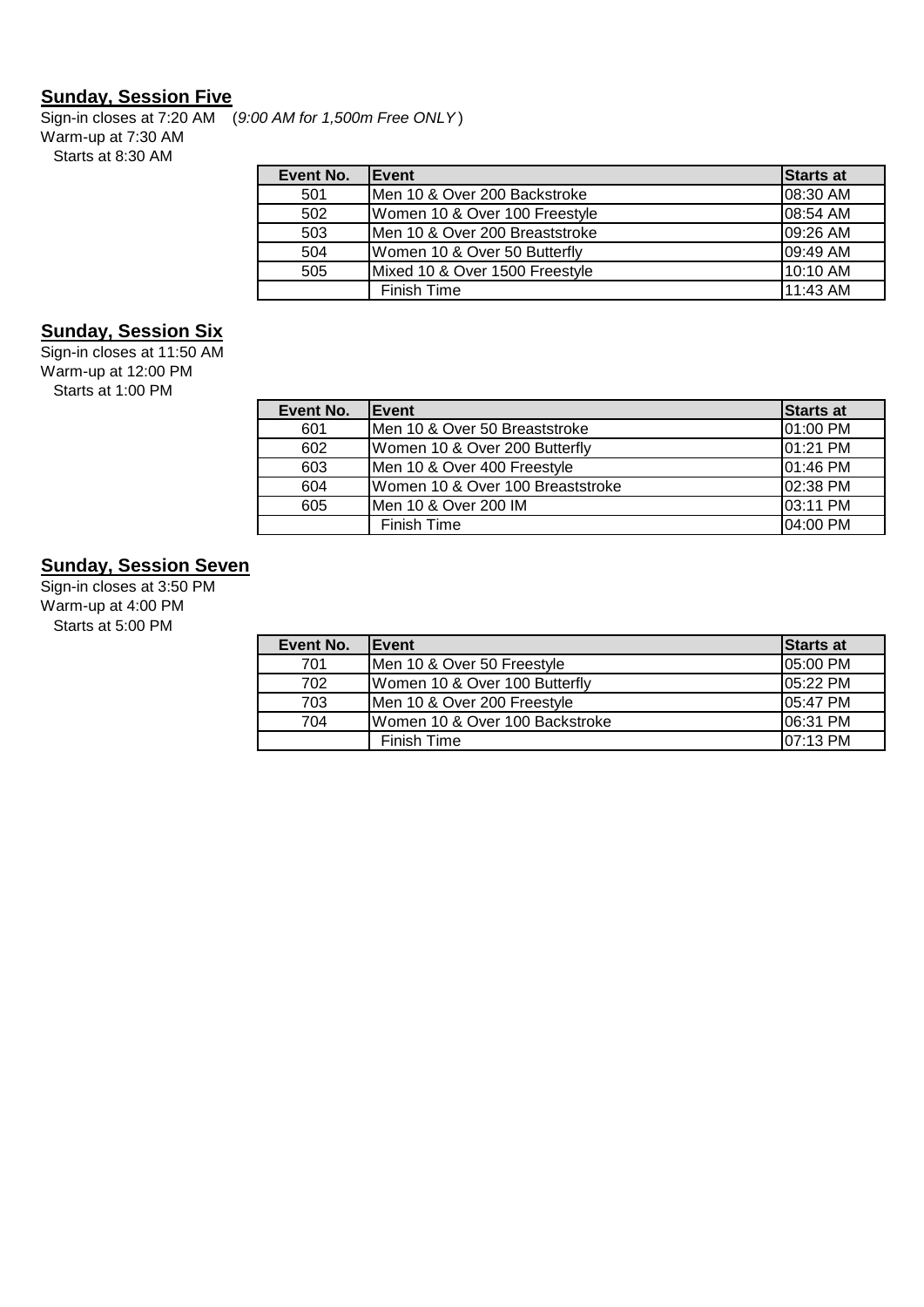**Sunday, Session Five**

Sign-in closes at 7:20 AM (*9:00 AM for 1,500m Free ONLY*)
Warm-up at 7:30 AM
Starts at 8:30 AM

| Event No. | Event | Starts at |
| --- | --- | --- |
| 501 | Men 10 & Over 200 Backstroke | 08:30 AM |
| 502 | Women 10 & Over 100 Freestyle | 08:54 AM |
| 503 | Men 10 & Over 200 Breaststroke | 09:26 AM |
| 504 | Women 10 & Over 50 Butterfly | 09:49 AM |
| 505 | Mixed 10 & Over 1500 Freestyle | 10:10 AM |
| | Finish Time | 11:43 AM |

**Sunday, Session Six**

Sign-in closes at 11:50 AM
Warm-up at 12:00 PM
Starts at 1:00 PM

| Event No. | Event | Starts at |
| --- | --- | --- |
| 601 | Men 10 & Over 50 Breaststroke | 01:00 PM |
| 602 | Women 10 & Over 200 Butterfly | 01:21 PM |
| 603 | Men 10 & Over 400 Freestyle | 01:46 PM |
| 604 | Women 10 & Over 100 Breaststroke | 02:38 PM |
| 605 | Men 10 & Over 200 IM | 03:11 PM |
| | Finish Time | 04:00 PM |

**Sunday, Session Seven**

Sign-in closes at 3:50 PM
Warm-up at 4:00 PM
Starts at 5:00 PM

| Event No. | Event | Starts at |
| --- | --- | --- |
| 701 | Men 10 & Over 50 Freestyle | 05:00 PM |
| 702 | Women 10 & Over 100 Butterfly | 05:22 PM |
| 703 | Men 10 & Over 200 Freestyle | 05:47 PM |
| 704 | Women 10 & Over 100 Backstroke | 06:31 PM |
| | Finish Time | 07:13 PM |